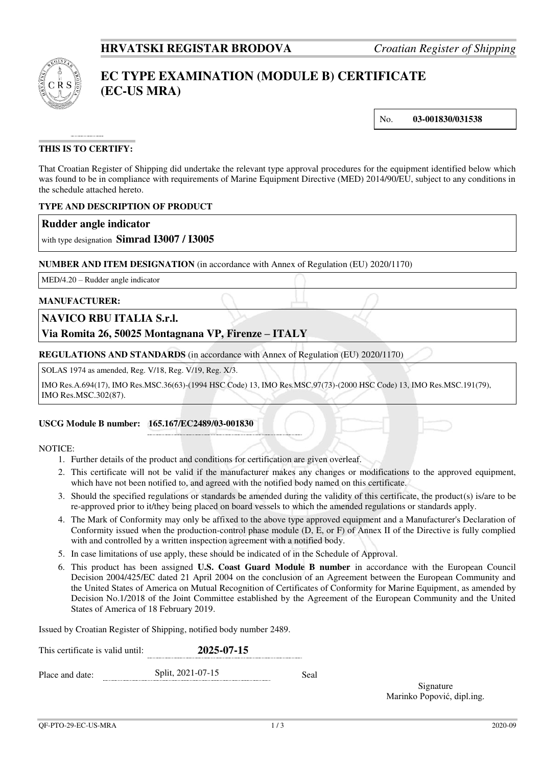**HRVATSKI REGISTAR BRODOVA** *Croatian Register of Shipping*

# EC TYPE EXAMINATION (MODULE B) CERTIFICATE (EC-US MRA)

No. **03-001830/031538**

**THIS IS TO CERTIFY:**

That Croatian Register of Shipping did undertake the relevant type approval procedures for the equipment identified below which was found to be in compliance with requirements of Marine Equipment Directive (MED) 2014/90/EU, subject to any conditions in the schedule attached hereto.

**TYPE AND DESCRIPTION OF PRODUCT**

**Rudder angle indicator**

with type designation **Simrad I3007 / I3005**

**NUMBER AND ITEM DESIGNATION** (in accordance with Annex of Regulation (EU) 2020/1170)

MED/4.20 – Rudder angle indicator

**MANUFACTURER:**

**NAVICO RBU ITALIA S.r.l.**

**Via Romita 26, 50025 Montagnana VP, Firenze – ITALY**

**REGULATIONS AND STANDARDS** (in accordance with Annex of Regulation (EU) 2020/1170)

SOLAS 1974 as amended, Reg. V/18, Reg. V/19, Reg. X/3.

IMO Res.A.694(17), IMO Res.MSC.36(63)-(1994 HSC Code) 13, IMO Res.MSC.97(73)-(2000 HSC Code) 13, IMO Res.MSC.191(79), IMO Res.MSC.302(87).

**USCG Module B number: 165.167/EC2489/03-001830**

NOTICE:

1. Further details of the product and conditions for certification are given overleaf.
2. This certificate will not be valid if the manufacturer makes any changes or modifications to the approved equipment, which have not been notified to, and agreed with the notified body named on this certificate.
3. Should the specified regulations or standards be amended during the validity of this certificate, the product(s) is/are to be re-approved prior to it/they being placed on board vessels to which the amended regulations or standards apply.
4. The Mark of Conformity may only be affixed to the above type approved equipment and a Manufacturer's Declaration of Conformity issued when the production-control phase module (D, E, or F) of Annex II of the Directive is fully complied with and controlled by a written inspection agreement with a notified body.
5. In case limitations of use apply, these should be indicated of in the Schedule of Approval.
6. This product has been assigned **U.S. Coast Guard Module B number** in accordance with the European Council Decision 2004/425/EC dated 21 April 2004 on the conclusion of an Agreement between the European Community and the United States of America on Mutual Recognition of Certificates of Conformity for Marine Equipment, as amended by Decision No.1/2018 of the Joint Committee established by the Agreement of the European Community and the United States of America of 18 February 2019.

Issued by Croatian Register of Shipping, notified body number 2489.

This certificate is valid until: **2025-07-15**

Place and date: Split, 2021-07-15

Seal

Signature
Marinko Popović, dipl.ing.

QF-PTO-29-EC-US-MRA 2020-09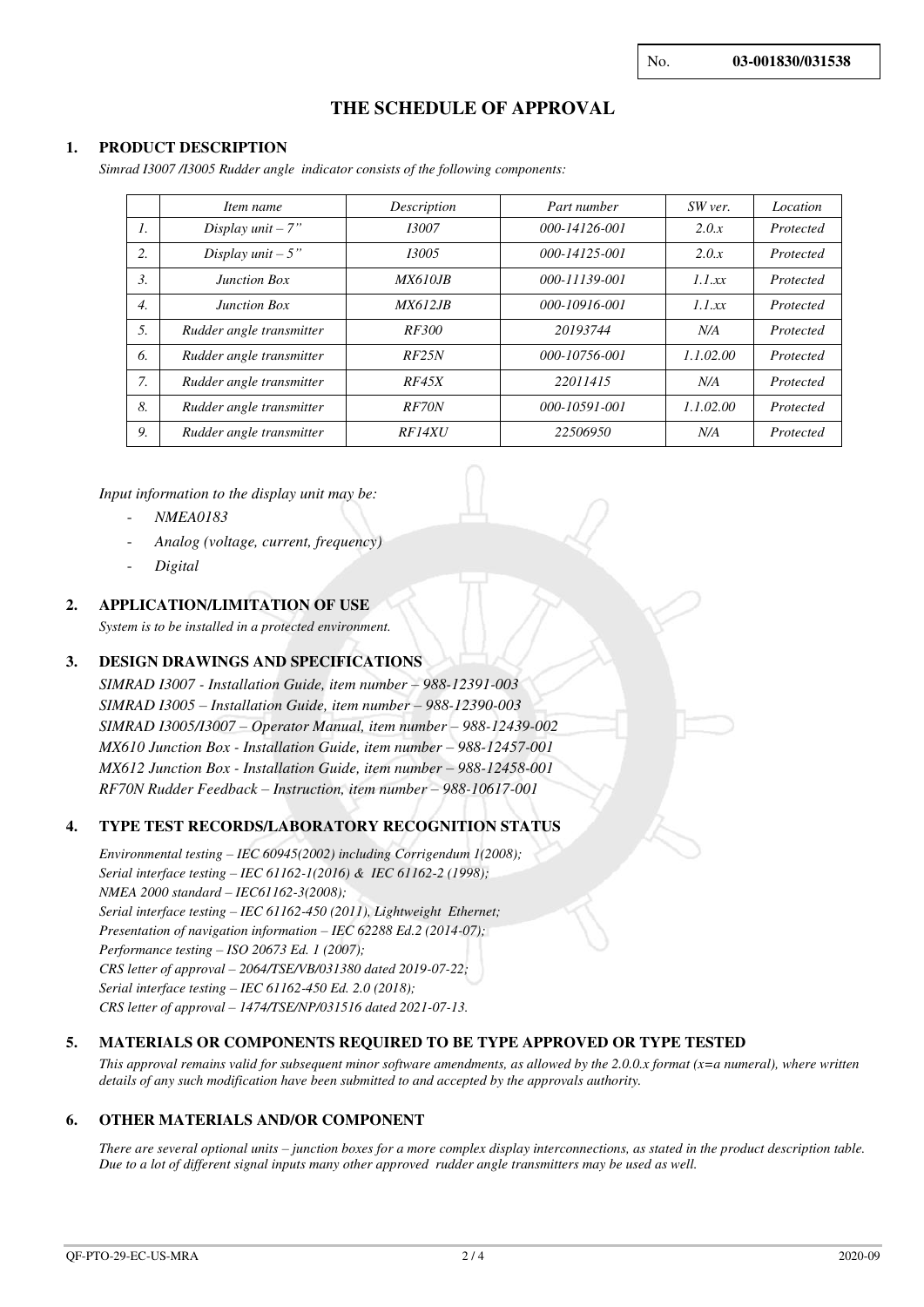No. **03-001830/031538**

# THE SCHEDULE OF APPROVAL

## 1. PRODUCT DESCRIPTION

*Simrad I3007 /I3005 Rudder angle indicator consists of the following components:*

| | *Item name* | *Description* | *Part number* | *SW ver.* | *Location* |
|---|---|---|---|---|---|
| *1.* | *Display unit – 7"* | *I3007* | *000-14126-001* | *2.0.x* | *Protected* |
| *2.* | *Display unit – 5"* | *I3005* | *000-14125-001* | *2.0.x* | *Protected* |
| *3.* | *Junction Box* | *MX610JB* | *000-11139-001* | *1.1.xx* | *Protected* |
| *4.* | *Junction Box* | *MX612JB* | *000-10916-001* | *1.1.xx* | *Protected* |
| *5.* | *Rudder angle transmitter* | *RF300* | *20193744* | *N/A* | *Protected* |
| *6.* | *Rudder angle transmitter* | *RF25N* | *000-10756-001* | *1.1.02.00* | *Protected* |
| *7.* | *Rudder angle transmitter* | *RF45X* | *22011415* | *N/A* | *Protected* |
| *8.* | *Rudder angle transmitter* | *RF70N* | *000-10591-001* | *1.1.02.00* | *Protected* |
| *9.* | *Rudder angle transmitter* | *RF14XU* | *22506950* | *N/A* | *Protected* |

*Input information to the display unit may be:*

- *NMEA0183*
- *Analog (voltage, current, frequency)*
- *Digital*

## 2. APPLICATION/LIMITATION OF USE

*System is to be installed in a protected environment.*

## 3. DESIGN DRAWINGS AND SPECIFICATIONS

*SIMRAD I3007 - Installation Guide, item number – 988-12391-003*
*SIMRAD I3005 – Installation Guide, item number – 988-12390-003*
*SIMRAD I3005/I3007 – Operator Manual, item number – 988-12439-002*
*MX610 Junction Box - Installation Guide, item number – 988-12457-001*
*MX612 Junction Box - Installation Guide, item number – 988-12458-001*
*RF70N Rudder Feedback – Instruction, item number – 988-10617-001*

## 4. TYPE TEST RECORDS/LABORATORY RECOGNITION STATUS

*Environmental testing – IEC 60945(2002) including Corrigendum 1(2008);*
*Serial interface testing – IEC 61162-1(2016) & IEC 61162-2 (1998);*
*NMEA 2000 standard – IEC61162-3(2008);*
*Serial interface testing – IEC 61162-450 (2011), Lightweight Ethernet;*
*Presentation of navigation information – IEC 62288 Ed.2 (2014-07);*
*Performance testing – ISO 20673 Ed. 1 (2007);*
*CRS letter of approval – 2064/TSE/VB/031380 dated 2019-07-22;*
*Serial interface testing – IEC 61162-450 Ed. 2.0 (2018);*
*CRS letter of approval – 1474/TSE/NP/031516 dated 2021-07-13.*

## 5. MATERIALS OR COMPONENTS REQUIRED TO BE TYPE APPROVED OR TYPE TESTED

*This approval remains valid for subsequent minor software amendments, as allowed by the 2.0.0.x format (x=a numeral), where written details of any such modification have been submitted to and accepted by the approvals authority.*

## 6. OTHER MATERIALS AND/OR COMPONENT

*There are several optional units – junction boxes for a more complex display interconnections, as stated in the product description table. Due to a lot of different signal inputs many other approved rudder angle transmitters may be used as well.*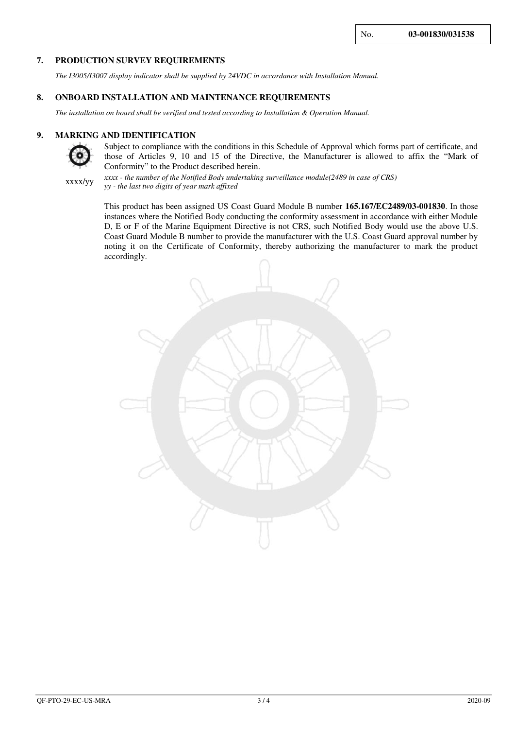No. **03-001830/031538**

## 7. PRODUCTION SURVEY REQUIREMENTS

*The I3005/I3007 display indicator shall be supplied by 24VDC in accordance with Installation Manual.*

## 8. ONBOARD INSTALLATION AND MAINTENANCE REQUIREMENTS

*The installation on board shall be verified and tested according to Installation & Operation Manual.*

## 9. MARKING AND IDENTIFICATION

Subject to compliance with the conditions in this Schedule of Approval which forms part of certificate, and those of Articles 9, 10 and 15 of the Directive, the Manufacturer is allowed to affix the "Mark of Conformity" to the Product described herein.

xxxx/yy

*xxxx - the number of the Notified Body undertaking surveillance module(2489 in case of CRS)*
*yy - the last two digits of year mark affixed*

This product has been assigned US Coast Guard Module B number **165.167/EC2489/03-001830**. In those instances where the Notified Body conducting the conformity assessment in accordance with either Module D, E or F of the Marine Equipment Directive is not CRS, such Notified Body would use the above U.S. Coast Guard Module B number to provide the manufacturer with the U.S. Coast Guard approval number by noting it on the Certificate of Conformity, thereby authorizing the manufacturer to mark the product accordingly.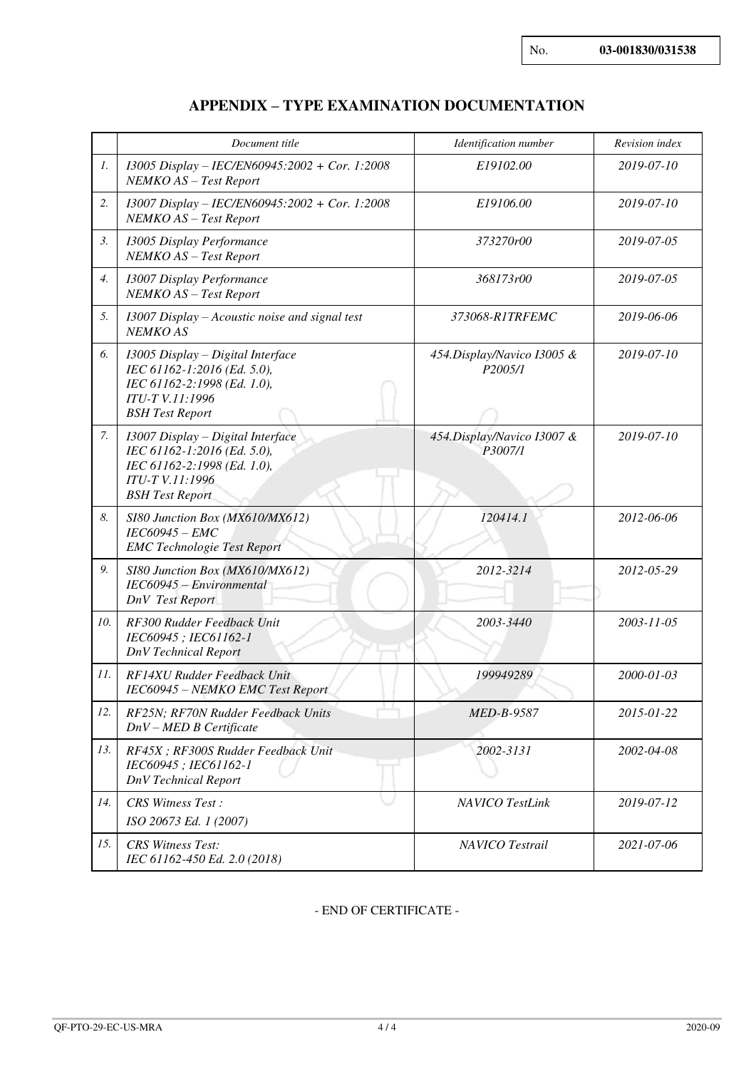No. **03-001830/031538**

## APPENDIX – TYPE EXAMINATION DOCUMENTATION

| | *Document title* | *Identification number* | *Revision index* |
|---|---|---|---|
| *1.* | *I3005 Display – IEC/EN60945:2002 + Cor. 1:2008*<br>*NEMKO AS – Test Report* | *E19102.00* | *2019-07-10* |
| *2.* | *I3007 Display – IEC/EN60945:2002 + Cor. 1:2008*<br>*NEMKO AS – Test Report* | *E19106.00* | *2019-07-10* |
| *3.* | *I3005 Display Performance*<br>*NEMKO AS – Test Report* | *373270r00* | *2019-07-05* |
| *4.* | *I3007 Display Performance*<br>*NEMKO AS – Test Report* | *368173r00* | *2019-07-05* |
| *5.* | *I3007 Display – Acoustic noise and signal test*<br>*NEMKO AS* | *373068-R1TRFEMC* | *2019-06-06* |
| *6.* | *I3005 Display – Digital Interface*<br>*IEC 61162-1:2016 (Ed. 5.0),*<br>*IEC 61162-2:1998 (Ed. 1.0),*<br>*ITU-T V.11:1996*<br>*BSH Test Report* | *454.Display/Navico I3005 & P2005/1* | *2019-07-10* |
| *7.* | *I3007 Display – Digital Interface*<br>*IEC 61162-1:2016 (Ed. 5.0),*<br>*IEC 61162-2:1998 (Ed. 1.0),*<br>*ITU-T V.11:1996*<br>*BSH Test Report* | *454.Display/Navico I3007 & P3007/1* | *2019-07-10* |
| *8.* | *SI80 Junction Box (MX610/MX612)*<br>*IEC60945 – EMC*<br>*EMC Technologie Test Report* | *120414.1* | *2012-06-06* |
| *9.* | *SI80 Junction Box (MX610/MX612)*<br>*IEC60945 – Environmental*<br>*DnV Test Report* | *2012-3214* | *2012-05-29* |
| *10.* | *RF300 Rudder Feedback Unit*<br>*IEC60945 ; IEC61162-1*<br>*DnV Technical Report* | *2003-3440* | *2003-11-05* |
| *11.* | *RF14XU Rudder Feedback Unit*<br>*IEC60945 – NEMKO EMC Test Report* | *199949289* | *2000-01-03* |
| *12.* | *RF25N; RF70N Rudder Feedback Units*<br>*DnV – MED B Certificate* | *MED-B-9587* | *2015-01-22* |
| *13.* | *RF45X ; RF300S Rudder Feedback Unit*<br>*IEC60945 ; IEC61162-1*<br>*DnV Technical Report* | *2002-3131* | *2002-04-08* |
| *14.* | *CRS Witness Test :*<br>*ISO 20673 Ed. 1 (2007)* | *NAVICO TestLink* | *2019-07-12* |
| *15.* | *CRS Witness Test:*<br>*IEC 61162-450 Ed. 2.0 (2018)* | *NAVICO Testrail* | *2021-07-06* |

- END OF CERTIFICATE -

QF-PTO-29-EC-US-MRA 2020-09